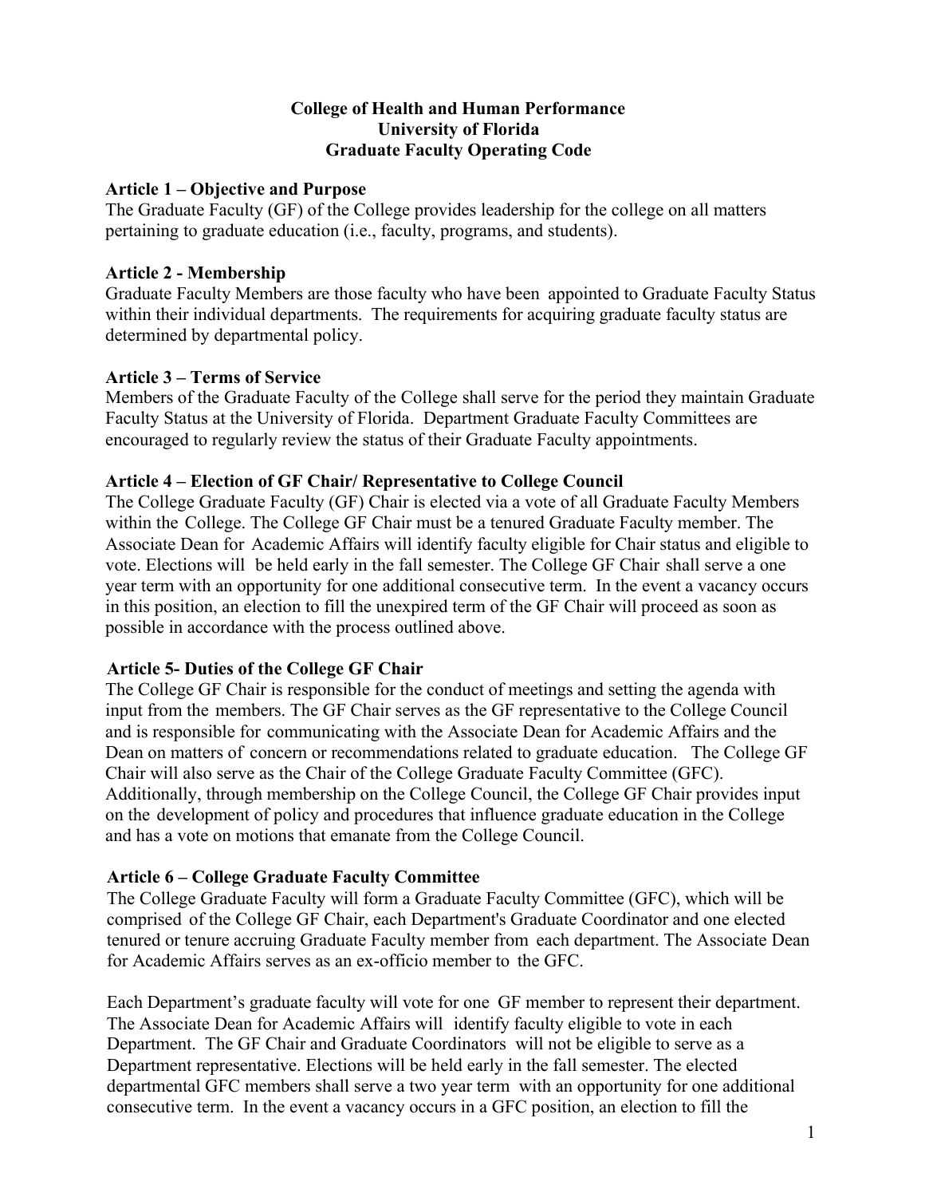# College of Health and Human Performance
# University of Florida
# Graduate Faculty Operating Code

## Article 1 – Objective and Purpose

The Graduate Faculty (GF) of the College provides leadership for the college on all matters pertaining to graduate education (i.e., faculty, programs, and students).

## Article 2 - Membership

Graduate Faculty Members are those faculty who have been appointed to Graduate Faculty Status within their individual departments. The requirements for acquiring graduate faculty status are determined by departmental policy.

## Article 3 – Terms of Service

Members of the Graduate Faculty of the College shall serve for the period they maintain Graduate Faculty Status at the University of Florida. Department Graduate Faculty Committees are encouraged to regularly review the status of their Graduate Faculty appointments.

## Article 4 – Election of GF Chair/ Representative to College Council

The College Graduate Faculty (GF) Chair is elected via a vote of all Graduate Faculty Members within the College. The College GF Chair must be a tenured Graduate Faculty member. The Associate Dean for Academic Affairs will identify faculty eligible for Chair status and eligible to vote. Elections will be held early in the fall semester. The College GF Chair shall serve a one year term with an opportunity for one additional consecutive term. In the event a vacancy occurs in this position, an election to fill the unexpired term of the GF Chair will proceed as soon as possible in accordance with the process outlined above.

## Article 5- Duties of the College GF Chair

The College GF Chair is responsible for the conduct of meetings and setting the agenda with input from the members. The GF Chair serves as the GF representative to the College Council and is responsible for communicating with the Associate Dean for Academic Affairs and the Dean on matters of concern or recommendations related to graduate education. The College GF Chair will also serve as the Chair of the College Graduate Faculty Committee (GFC). Additionally, through membership on the College Council, the College GF Chair provides input on the development of policy and procedures that influence graduate education in the College and has a vote on motions that emanate from the College Council.

## Article 6 – College Graduate Faculty Committee

The College Graduate Faculty will form a Graduate Faculty Committee (GFC), which will be comprised of the College GF Chair, each Department's Graduate Coordinator and one elected tenured or tenure accruing Graduate Faculty member from each department. The Associate Dean for Academic Affairs serves as an ex-officio member to the GFC.

Each Department's graduate faculty will vote for one GF member to represent their department. The Associate Dean for Academic Affairs will identify faculty eligible to vote in each Department. The GF Chair and Graduate Coordinators will not be eligible to serve as a Department representative. Elections will be held early in the fall semester. The elected departmental GFC members shall serve a two year term with an opportunity for one additional consecutive term. In the event a vacancy occurs in a GFC position, an election to fill the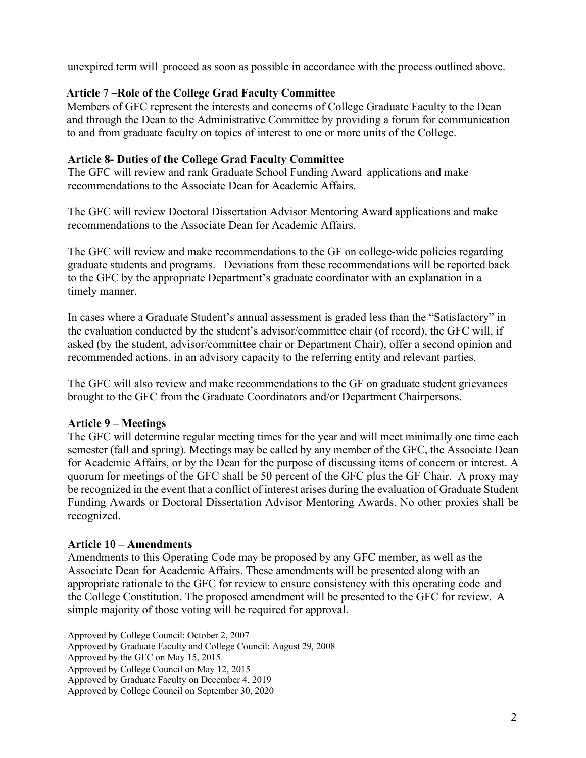unexpired term will proceed as soon as possible in accordance with the process outlined above.

### Article 7 –Role of the College Grad Faculty Committee

Members of GFC represent the interests and concerns of College Graduate Faculty to the Dean and through the Dean to the Administrative Committee by providing a forum for communication to and from graduate faculty on topics of interest to one or more units of the College.

### Article 8- Duties of the College Grad Faculty Committee

The GFC will review and rank Graduate School Funding Award applications and make recommendations to the Associate Dean for Academic Affairs.

The GFC will review Doctoral Dissertation Advisor Mentoring Award applications and make recommendations to the Associate Dean for Academic Affairs.

The GFC will review and make recommendations to the GF on college-wide policies regarding graduate students and programs. Deviations from these recommendations will be reported back to the GFC by the appropriate Department's graduate coordinator with an explanation in a timely manner.

In cases where a Graduate Student's annual assessment is graded less than the "Satisfactory" in the evaluation conducted by the student's advisor/committee chair (of record), the GFC will, if asked (by the student, advisor/committee chair or Department Chair), offer a second opinion and recommended actions, in an advisory capacity to the referring entity and relevant parties.

The GFC will also review and make recommendations to the GF on graduate student grievances brought to the GFC from the Graduate Coordinators and/or Department Chairpersons.

### Article 9 – Meetings

The GFC will determine regular meeting times for the year and will meet minimally one time each semester (fall and spring). Meetings may be called by any member of the GFC, the Associate Dean for Academic Affairs, or by the Dean for the purpose of discussing items of concern or interest. A quorum for meetings of the GFC shall be 50 percent of the GFC plus the GF Chair. A proxy may be recognized in the event that a conflict of interest arises during the evaluation of Graduate Student Funding Awards or Doctoral Dissertation Advisor Mentoring Awards. No other proxies shall be recognized.

### Article 10 – Amendments

Amendments to this Operating Code may be proposed by any GFC member, as well as the Associate Dean for Academic Affairs. These amendments will be presented along with an appropriate rationale to the GFC for review to ensure consistency with this operating code and the College Constitution. The proposed amendment will be presented to the GFC for review. A simple majority of those voting will be required for approval.

Approved by College Council: October 2, 2007
Approved by Graduate Faculty and College Council: August 29, 2008
Approved by the GFC on May 15, 2015.
Approved by College Council on May 12, 2015
Approved by Graduate Faculty on December 4, 2019
Approved by College Council on September 30, 2020